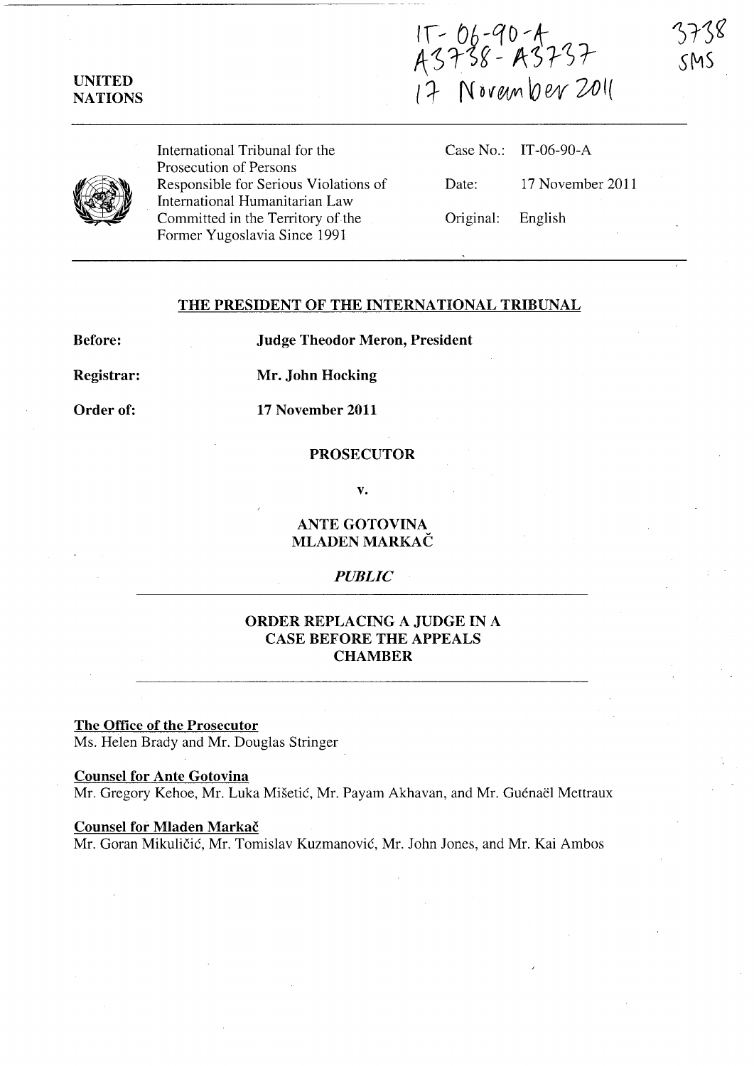IT-06-90-A
A3738 - A3737
17 November 2011

3738
SMS

UNITED NATIONS

International Tribunal for the Prosecution of Persons Responsible for Serious Violations of International Humanitarian Law Committed in the Territory of the Former Yugoslavia Since 1991

Case No.: IT-06-90-A

Date: 17 November 2011

Original: English

## THE PRESIDENT OF THE INTERNATIONAL TRIBUNAL

**Before:** **Judge Theodor Meron, President**

**Registrar:** **Mr. John Hocking**

**Order of:** **17 November 2011**

**PROSECUTOR**

**v.**

**ANTE GOTOVINA**
**MLADEN MARKAČ**

***PUBLIC***

## ORDER REPLACING A JUDGE IN A CASE BEFORE THE APPEALS CHAMBER

**The Office of the Prosecutor**
Ms. Helen Brady and Mr. Douglas Stringer

**Counsel for Ante Gotovina**
Mr. Gregory Kehoe, Mr. Luka Mišetić, Mr. Payam Akhavan, and Mr. Guénaël Mettraux

**Counsel for Mladen Markač**
Mr. Goran Mikuličić, Mr. Tomislav Kuzmanović, Mr. John Jones, and Mr. Kai Ambos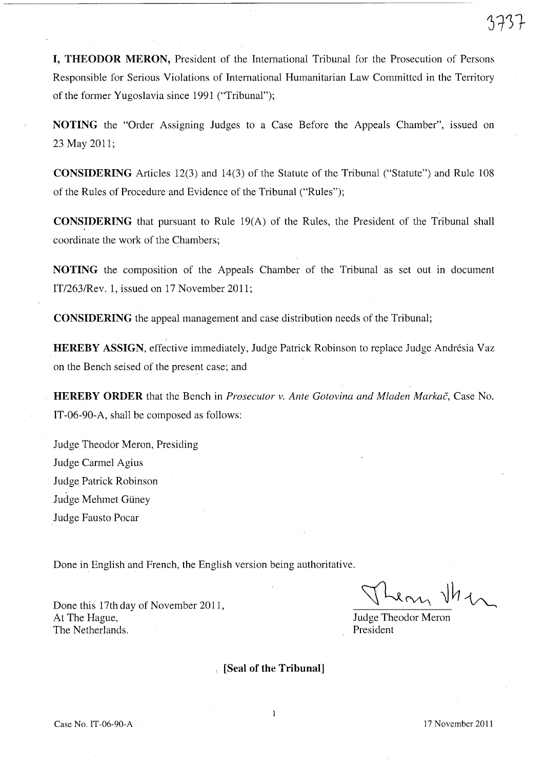**I, THEODOR MERON,** President of the International Tribunal for the Prosecution of Persons Responsible for Serious Violations of International Humanitarian Law Committed in the Territory of the former Yugoslavia since 1991 ("Tribunal");

**NOTING** the "Order Assigning Judges to a Case Before the Appeals Chamber", issued on 23 May 2011;

**CONSIDERING** Articles 12(3) and 14(3) of the Statute of the Tribunal ("Statute") and Rule 108 of the Rules of Procedure and Evidence of the Tribunal ("Rules");

**CONSIDERING** that pursuant to Rule 19(A) of the Rules, the President of the Tribunal shall coordinate the work of the Chambers;

**NOTING** the composition of the Appeals Chamber of the Tribunal as set out in document IT/263/Rev. 1, issued on 17 November 2011;

**CONSIDERING** the appeal management and case distribution needs of the Tribunal;

**HEREBY ASSIGN**, effective immediately, Judge Patrick Robinson to replace Judge Andrésia Vaz on the Bench seised of the present case; and

**HEREBY ORDER** that the Bench in *Prosecutor v. Ante Gotovina and Mladen Markač*, Case No. IT-06-90-A, shall be composed as follows:

Judge Theodor Meron, Presiding
Judge Carmel Agius
Judge Patrick Robinson
Judge Mehmet Güney
Judge Fausto Pocar

Done in English and French, the English version being authoritative.

Done this 17th day of November 2011,
At The Hague,
The Netherlands.

Judge Theodor Meron
President

**[Seal of the Tribunal]**